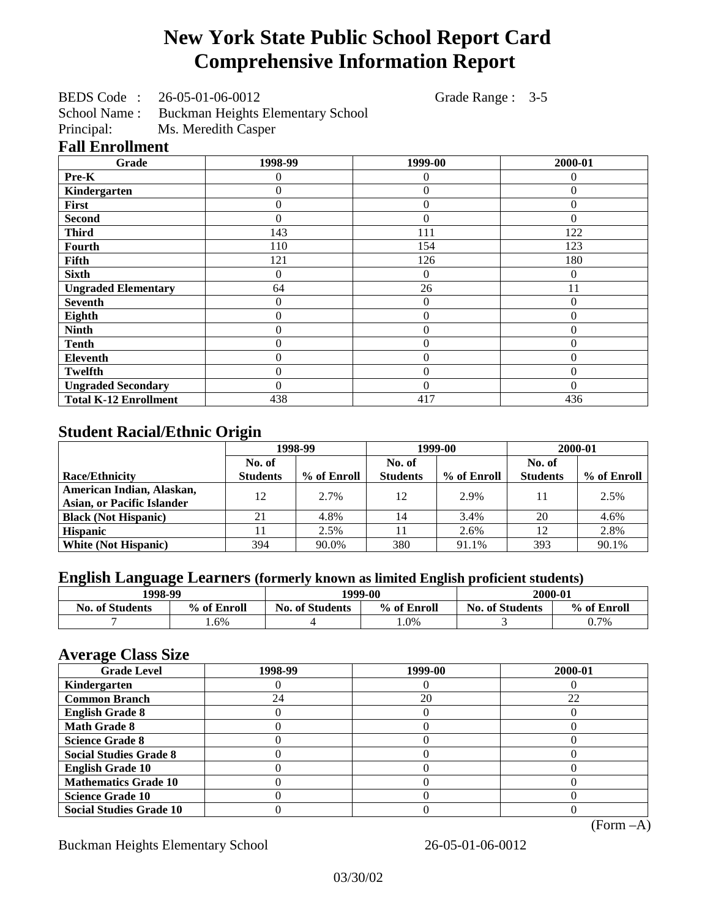# New York State Public School Report Card
# Comprehensive Information Report

BEDS Code : 26-05-01-06-0012 Grade Range : 3-5
School Name : Buckman Heights Elementary School
Principal: Ms. Meredith Casper

## Fall Enrollment

| Grade | 1998-99 | 1999-00 | 2000-01 |
|---|---|---|---|
| Pre-K | 0 | 0 | 0 |
| Kindergarten | 0 | 0 | 0 |
| First | 0 | 0 | 0 |
| Second | 0 | 0 | 0 |
| Third | 143 | 111 | 122 |
| Fourth | 110 | 154 | 123 |
| Fifth | 121 | 126 | 180 |
| Sixth | 0 | 0 | 0 |
| Ungraded Elementary | 64 | 26 | 11 |
| Seventh | 0 | 0 | 0 |
| Eighth | 0 | 0 | 0 |
| Ninth | 0 | 0 | 0 |
| Tenth | 0 | 0 | 0 |
| Eleventh | 0 | 0 | 0 |
| Twelfth | 0 | 0 | 0 |
| Ungraded Secondary | 0 | 0 | 0 |
| Total K-12 Enrollment | 438 | 417 | 436 |

## Student Racial/Ethnic Origin

| | 1998-99 | | 1999-00 | | 2000-01 | |
|---|---|---|---|---|---|---|
| Race/Ethnicity | No. of Students | % of Enroll | No. of Students | % of Enroll | No. of Students | % of Enroll |
| American Indian, Alaskan, Asian, or Pacific Islander | 12 | 2.7% | 12 | 2.9% | 11 | 2.5% |
| Black (Not Hispanic) | 21 | 4.8% | 14 | 3.4% | 20 | 4.6% |
| Hispanic | 11 | 2.5% | 11 | 2.6% | 12 | 2.8% |
| White (Not Hispanic) | 394 | 90.0% | 380 | 91.1% | 393 | 90.1% |

## English Language Learners (formerly known as limited English proficient students)

| 1998-99 | | 1999-00 | | 2000-01 | |
|---|---|---|---|---|---|
| No. of Students | % of Enroll | No. of Students | % of Enroll | No. of Students | % of Enroll |
| 7 | 1.6% | 4 | 1.0% | 3 | 0.7% |

## Average Class Size

| Grade Level | 1998-99 | 1999-00 | 2000-01 |
|---|---|---|---|
| Kindergarten | 0 | 0 | 0 |
| Common Branch | 24 | 20 | 22 |
| English Grade 8 | 0 | 0 | 0 |
| Math Grade 8 | 0 | 0 | 0 |
| Science Grade 8 | 0 | 0 | 0 |
| Social Studies Grade 8 | 0 | 0 | 0 |
| English Grade 10 | 0 | 0 | 0 |
| Mathematics Grade 10 | 0 | 0 | 0 |
| Science Grade 10 | 0 | 0 | 0 |
| Social Studies Grade 10 | 0 | 0 | 0 |

(Form –A)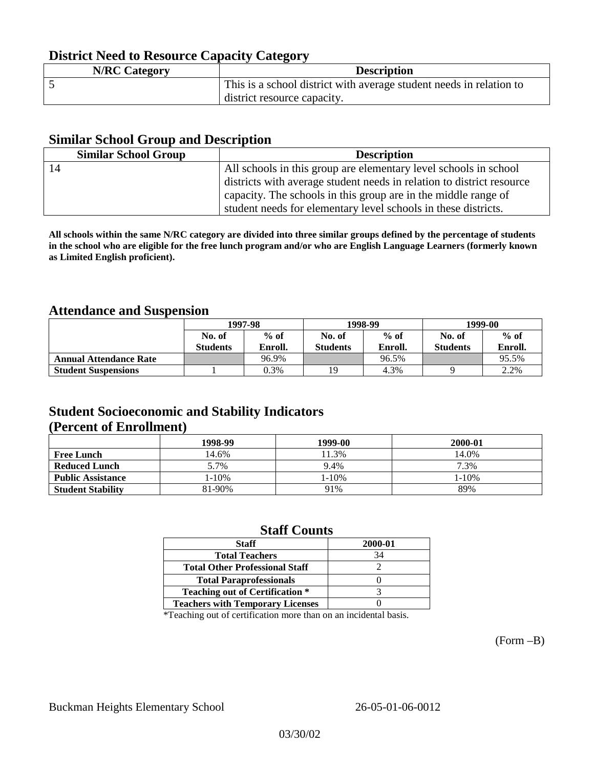## District Need to Resource Capacity Category

| N/RC Category | Description |
|---|---|
| 5 | This is a school district with average student needs in relation to district resource capacity. |

## Similar School Group and Description

| Similar School Group | Description |
|---|---|
| 14 | All schools in this group are elementary level schools in school districts with average student needs in relation to district resource capacity. The schools in this group are in the middle range of student needs for elementary level schools in these districts. |

**All schools within the same N/RC category are divided into three similar groups defined by the percentage of students in the school who are eligible for the free lunch program and/or who are English Language Learners (formerly known as Limited English proficient).**

## Attendance and Suspension

| | 1997-98 | | 1998-99 | | 1999-00 | |
|---|---|---|---|---|---|---|
| | No. of Students | % of Enroll. | No. of Students | % of Enroll. | No. of Students | % of Enroll. |
| **Annual Attendance Rate** | | 96.9% | | 96.5% | | 95.5% |
| **Student Suspensions** | 1 | 0.3% | 19 | 4.3% | 9 | 2.2% |

## Student Socioeconomic and Stability Indicators (Percent of Enrollment)

| | 1998-99 | 1999-00 | 2000-01 |
|---|---|---|---|
| **Free Lunch** | 14.6% | 11.3% | 14.0% |
| **Reduced Lunch** | 5.7% | 9.4% | 7.3% |
| **Public Assistance** | 1-10% | 1-10% | 1-10% |
| **Student Stability** | 81-90% | 91% | 89% |

## Staff Counts

| Staff | 2000-01 |
|---|---|
| Total Teachers | 34 |
| Total Other Professional Staff | 2 |
| Total Paraprofessionals | 0 |
| Teaching out of Certification * | 3 |
| Teachers with Temporary Licenses | 0 |

*Teaching out of certification more than on an incidental basis.

(Form –B)

Buckman Heights Elementary School 26-05-01-06-0012

03/30/02